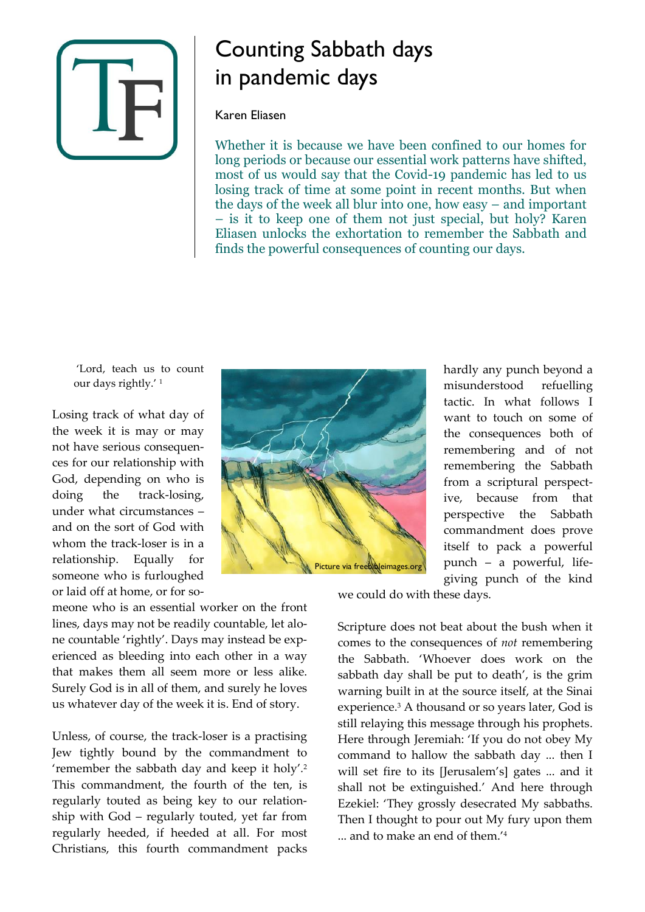# Counting Sabbath days in pandemic days

Karen Eliasen

Whether it is because we have been confined to our homes for long periods or because our essential work patterns have shifted, most of us would say that the Covid-19 pandemic has led to us losing track of time at some point in recent months. But when the days of the week all blur into one, how easy – and important – is it to keep one of them not just special, but holy? Karen Eliasen unlocks the exhortation to remember the Sabbath and finds the powerful consequences of counting our days.

> 'Lord, teach us to count our days rightly.' [1]

Losing track of what day of the week it is may or may not have serious consequences for our relationship with God, depending on who is doing the track-losing, under what circumstances – and on the sort of God with whom the track-loser is in a relationship. Equally for someone who is furloughed or laid off at home, or for someone who is an essential worker on the front lines, days may not be readily countable, let alone countable 'rightly'. Days may instead be experienced as bleeding into each other in a way that makes them all seem more or less alike. Surely God is in all of them, and surely he loves us whatever day of the week it is. End of story.

Unless, of course, the track-loser is a practising Jew tightly bound by the commandment to 'remember the sabbath day and keep it holy'.[2] This commandment, the fourth of the ten, is regularly touted as being key to our relationship with God – regularly touted, yet far from regularly heeded, if heeded at all. For most Christians, this fourth commandment packs hardly any punch beyond a misunderstood refuelling tactic. In what follows I want to touch on some of the consequences both of remembering and of not remembering the Sabbath from a scriptural perspective, because from that perspective the Sabbath commandment does prove itself to pack a powerful punch – a powerful, life-giving punch of the kind we could do with these days.

Picture via freebibleimages.org

Scripture does not beat about the bush when it comes to the consequences of *not* remembering the Sabbath. 'Whoever does work on the sabbath day shall be put to death', is the grim warning built in at the source itself, at the Sinai experience.[3] A thousand or so years later, God is still relaying this message through his prophets. Here through Jeremiah: 'If you do not obey My command to hallow the sabbath day ... then I will set fire to its [Jerusalem's] gates ... and it shall not be extinguished.' And here through Ezekiel: 'They grossly desecrated My sabbaths. Then I thought to pour out My fury upon them ... and to make an end of them.'[4]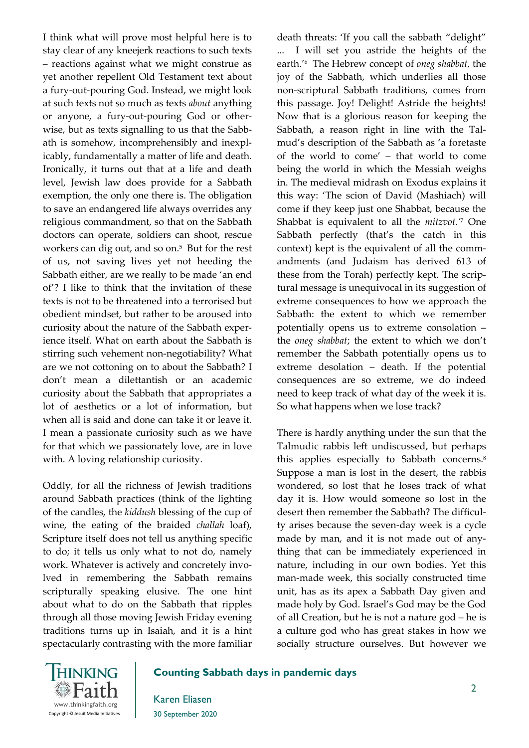I think what will prove most helpful here is to stay clear of any kneejerk reactions to such texts – reactions against what we might construe as yet another repellent Old Testament text about a fury-out-pouring God. Instead, we might look at such texts not so much as texts *about* anything or anyone, a fury-out-pouring God or otherwise, but as texts signalling to us that the Sabbath is somehow, incomprehensibly and inexplicably, fundamentally a matter of life and death. Ironically, it turns out that at a life and death level, Jewish law does provide for a Sabbath exemption, the only one there is. The obligation to save an endangered life always overrides any religious commandment, so that on the Sabbath doctors can operate, soldiers can shoot, rescue workers can dig out, and so on.[5] But for the rest of us, not saving lives yet not heeding the Sabbath either, are we really to be made 'an end of'? I like to think that the invitation of these texts is not to be threatened into a terrorised but obedient mindset, but rather to be aroused into curiosity about the nature of the Sabbath experience itself. What on earth about the Sabbath is stirring such vehement non-negotiability? What are we not cottoning on to about the Sabbath? I don't mean a dilettantish or an academic curiosity about the Sabbath that appropriates a lot of aesthetics or a lot of information, but when all is said and done can take it or leave it. I mean a passionate curiosity such as we have for that which we passionately love, are in love with. A loving relationship curiosity.

Oddly, for all the richness of Jewish traditions around Sabbath practices (think of the lighting of the candles, the *kiddush* blessing of the cup of wine, the eating of the braided *challah* loaf), Scripture itself does not tell us anything specific to do; it tells us only what to not do, namely work. Whatever is actively and concretely involved in remembering the Sabbath remains scripturally speaking elusive. The one hint about what to do on the Sabbath that ripples through all those moving Jewish Friday evening traditions turns up in Isaiah, and it is a hint spectacularly contrasting with the more familiar death threats: 'If you call the sabbath "delight" ... I will set you astride the heights of the earth.'[6] The Hebrew concept of *oneg shabbat,* the joy of the Sabbath, which underlies all those non-scriptural Sabbath traditions, comes from this passage. Joy! Delight! Astride the heights! Now that is a glorious reason for keeping the Sabbath, a reason right in line with the Talmud's description of the Sabbath as 'a foretaste of the world to come' – that world to come being the world in which the Messiah weighs in. The medieval midrash on Exodus explains it this way: 'The scion of David (Mashiach) will come if they keep just one Shabbat, because the Shabbat is equivalent to all the *mitzvot.'*[7] One Sabbath perfectly (that's the catch in this context) kept is the equivalent of all the commandments (and Judaism has derived 613 of these from the Torah) perfectly kept. The scriptural message is unequivocal in its suggestion of extreme consequences to how we approach the Sabbath: the extent to which we remember potentially opens us to extreme consolation – the *oneg shabbat*; the extent to which we don't remember the Sabbath potentially opens us to extreme desolation – death. If the potential consequences are so extreme, we do indeed need to keep track of what day of the week it is. So what happens when we lose track?

There is hardly anything under the sun that the Talmudic rabbis left undiscussed, but perhaps this applies especially to Sabbath concerns.[8] Suppose a man is lost in the desert, the rabbis wondered, so lost that he loses track of what day it is. How would someone so lost in the desert then remember the Sabbath? The difficulty arises because the seven-day week is a cycle made by man, and it is not made out of anything that can be immediately experienced in nature, including in our own bodies. Yet this man-made week, this socially constructed time unit, has as its apex a Sabbath Day given and made holy by God. Israel's God may be the God of all Creation, but he is not a nature god – he is a culture god who has great stakes in how we socially structure ourselves. But however we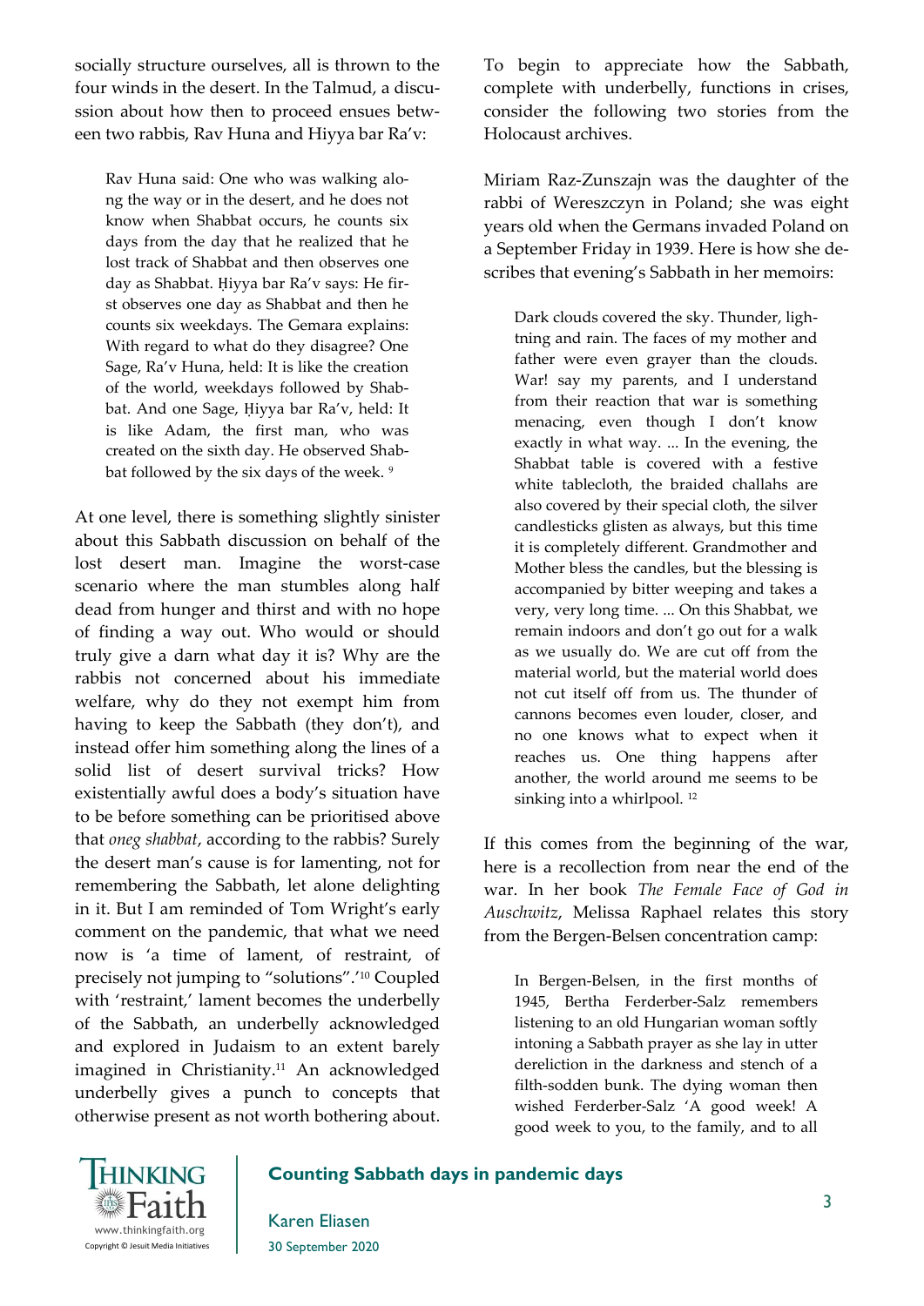socially structure ourselves, all is thrown to the four winds in the desert. In the Talmud, a discussion about how then to proceed ensues between two rabbis, Rav Huna and Hiyya bar Ra'v:

> Rav Huna said: One who was walking along the way or in the desert, and he does not know when Shabbat occurs, he counts six days from the day that he realized that he lost track of Shabbat and then observes one day as Shabbat. Ḥiyya bar Ra'v says: He first observes one day as Shabbat and then he counts six weekdays. The Gemara explains: With regard to what do they disagree? One Sage, Ra'v Huna, held: It is like the creation of the world, weekdays followed by Shabbat. And one Sage, Ḥiyya bar Ra'v, held: It is like Adam, the first man, who was created on the sixth day. He observed Shabbat followed by the six days of the week. [9]

At one level, there is something slightly sinister about this Sabbath discussion on behalf of the lost desert man. Imagine the worst-case scenario where the man stumbles along half dead from hunger and thirst and with no hope of finding a way out. Who would or should truly give a darn what day it is? Why are the rabbis not concerned about his immediate welfare, why do they not exempt him from having to keep the Sabbath (they don't), and instead offer him something along the lines of a solid list of desert survival tricks? How existentially awful does a body's situation have to be before something can be prioritised above that *oneg shabbat*, according to the rabbis? Surely the desert man's cause is for lamenting, not for remembering the Sabbath, let alone delighting in it. But I am reminded of Tom Wright's early comment on the pandemic, that what we need now is 'a time of lament, of restraint, of precisely not jumping to "solutions".'[10] Coupled with 'restraint,' lament becomes the underbelly of the Sabbath, an underbelly acknowledged and explored in Judaism to an extent barely imagined in Christianity.[11] An acknowledged underbelly gives a punch to concepts that otherwise present as not worth bothering about.

To begin to appreciate how the Sabbath, complete with underbelly, functions in crises, consider the following two stories from the Holocaust archives.

Miriam Raz-Zunszajn was the daughter of the rabbi of Wereszczyn in Poland; she was eight years old when the Germans invaded Poland on a September Friday in 1939. Here is how she describes that evening's Sabbath in her memoirs:

> Dark clouds covered the sky. Thunder, lightning and rain. The faces of my mother and father were even grayer than the clouds. War! say my parents, and I understand from their reaction that war is something menacing, even though I don't know exactly in what way. ... In the evening, the Shabbat table is covered with a festive white tablecloth, the braided challahs are also covered by their special cloth, the silver candlesticks glisten as always, but this time it is completely different. Grandmother and Mother bless the candles, but the blessing is accompanied by bitter weeping and takes a very, very long time. ... On this Shabbat, we remain indoors and don't go out for a walk as we usually do. We are cut off from the material world, but the material world does not cut itself off from us. The thunder of cannons becomes even louder, closer, and no one knows what to expect when it reaches us. One thing happens after another, the world around me seems to be sinking into a whirlpool. [12]

If this comes from the beginning of the war, here is a recollection from near the end of the war. In her book *The Female Face of God in Auschwitz*, Melissa Raphael relates this story from the Bergen-Belsen concentration camp:

> In Bergen-Belsen, in the first months of 1945, Bertha Ferderber-Salz remembers listening to an old Hungarian woman softly intoning a Sabbath prayer as she lay in utter dereliction in the darkness and stench of a filth-sodden bunk. The dying woman then wished Ferderber-Salz 'A good week! A good week to you, to the family, and to all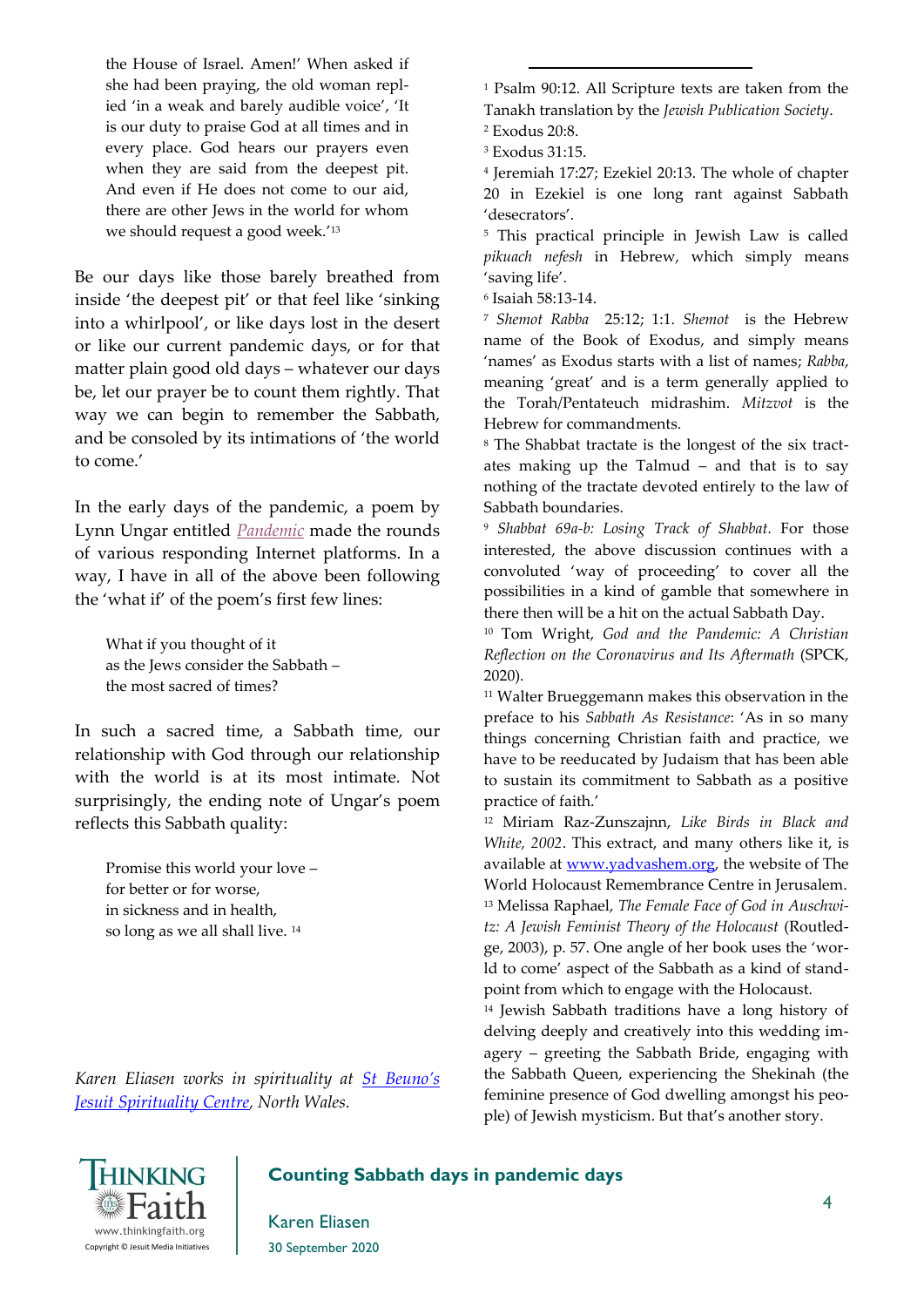the House of Israel. Amen!' When asked if she had been praying, the old woman replied 'in a weak and barely audible voice', 'It is our duty to praise God at all times and in every place. God hears our prayers even when they are said from the deepest pit. And even if He does not come to our aid, there are other Jews in the world for whom we should request a good week.'[13]

Be our days like those barely breathed from inside 'the deepest pit' or that feel like 'sinking into a whirlpool', or like days lost in the desert or like our current pandemic days, or for that matter plain good old days – whatever our days be, let our prayer be to count them rightly. That way we can begin to remember the Sabbath, and be consoled by its intimations of 'the world to come.'

In the early days of the pandemic, a poem by Lynn Ungar entitled *Pandemic* made the rounds of various responding Internet platforms. In a way, I have in all of the above been following the 'what if' of the poem's first few lines:

> What if you thought of it
> as the Jews consider the Sabbath –
> the most sacred of times?

In such a sacred time, a Sabbath time, our relationship with God through our relationship with the world is at its most intimate. Not surprisingly, the ending note of Ungar's poem reflects this Sabbath quality:

> Promise this world your love –
> for better or for worse,
> in sickness and in health,
> so long as we all shall live. [14]

*Karen Eliasen works in spirituality at St Beuno's Jesuit Spirituality Centre, North Wales.*

---

[1] Psalm 90:12. All Scripture texts are taken from the Tanakh translation by the *Jewish Publication Society*.

[2] Exodus 20:8.

[3] Exodus 31:15.

[4] Jeremiah 17:27; Ezekiel 20:13. The whole of chapter 20 in Ezekiel is one long rant against Sabbath 'desecrators'.

[5] This practical principle in Jewish Law is called *pikuach nefesh* in Hebrew, which simply means 'saving life'.

[6] Isaiah 58:13-14.

[7] *Shemot Rabba* 25:12; 1:1. *Shemot* is the Hebrew name of the Book of Exodus, and simply means 'names' as Exodus starts with a list of names; *Rabba*, meaning 'great' and is a term generally applied to the Torah/Pentateuch midrashim. *Mitzvot* is the Hebrew for commandments.

[8] The Shabbat tractate is the longest of the six tractates making up the Talmud – and that is to say nothing of the tractate devoted entirely to the law of Sabbath boundaries.

[9] *Shabbat 69a-b: Losing Track of Shabbat.* For those interested, the above discussion continues with a convoluted 'way of proceeding' to cover all the possibilities in a kind of gamble that somewhere in there then will be a hit on the actual Sabbath Day.

[10] Tom Wright, *God and the Pandemic: A Christian Reflection on the Coronavirus and Its Aftermath* (SPCK, 2020).

[11] Walter Brueggemann makes this observation in the preface to his *Sabbath As Resistance*: 'As in so many things concerning Christian faith and practice, we have to be reeducated by Judaism that has been able to sustain its commitment to Sabbath as a positive practice of faith.'

[12] Miriam Raz-Zunszajnn, *Like Birds in Black and White, 2002*. This extract, and many others like it, is available at www.yadvashem.org, the website of The World Holocaust Remembrance Centre in Jerusalem.

[13] Melissa Raphael, *The Female Face of God in Auschwitz: A Jewish Feminist Theory of the Holocaust* (Routledge, 2003), p. 57. One angle of her book uses the 'world to come' aspect of the Sabbath as a kind of standpoint from which to engage with the Holocaust.

[14] Jewish Sabbath traditions have a long history of delving deeply and creatively into this wedding imagery – greeting the Sabbath Bride, engaging with the Sabbath Queen, experiencing the Shekinah (the feminine presence of God dwelling amongst his people) of Jewish mysticism. But that's another story.